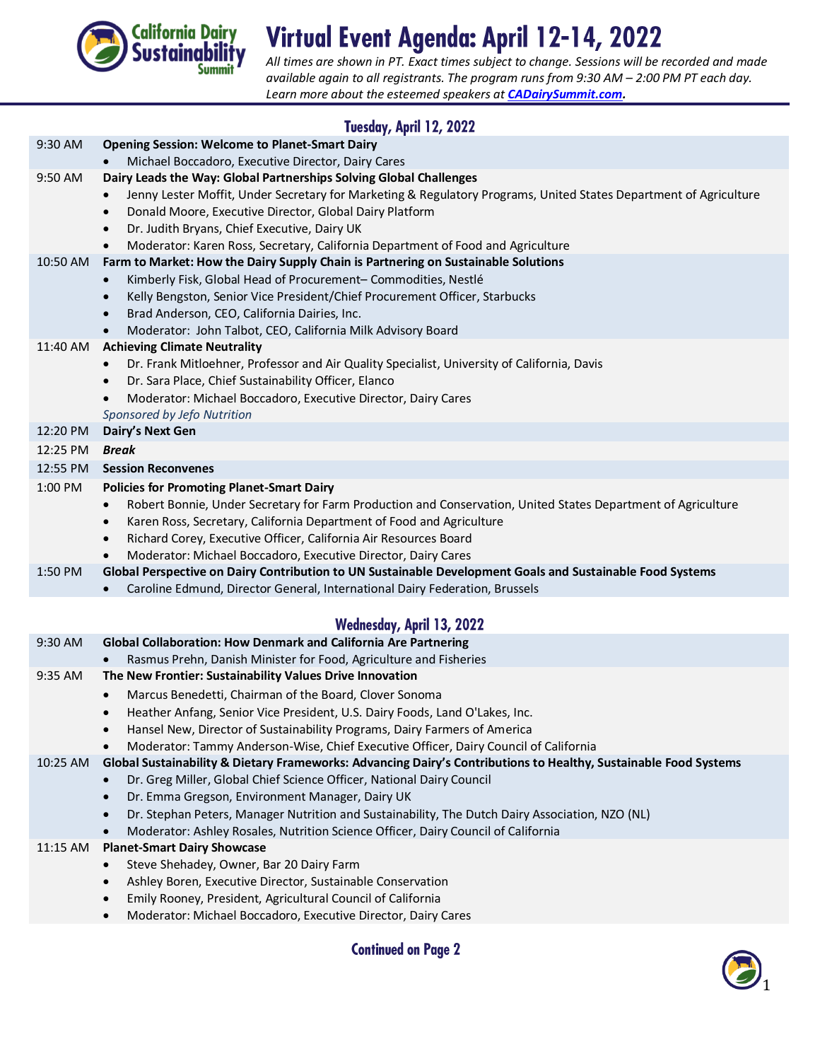California Dairy Sustainability Summit

# Virtual Event Agenda: April 12-14, 2022

*All times are shown in PT. Exact times subject to change. Sessions will be recorded and made available again to all registrants. The program runs from 9:30 AM – 2:00 PM PT each day. Learn more about the esteemed speakers at **[CADairySummit.com](CADairySummit.com)**.*

## Tuesday, April 12, 2022

| Time | Session |
| --- | --- |
| 9:30 AM | **Opening Session: Welcome to Planet-Smart Dairy**<br>• Michael Boccadoro, Executive Director, Dairy Cares |
| 9:50 AM | **Dairy Leads the Way: Global Partnerships Solving Global Challenges**<br>• Jenny Lester Moffit, Under Secretary for Marketing & Regulatory Programs, United States Department of Agriculture<br>• Donald Moore, Executive Director, Global Dairy Platform<br>• Dr. Judith Bryans, Chief Executive, Dairy UK<br>• Moderator: Karen Ross, Secretary, California Department of Food and Agriculture |
| 10:50 AM | **Farm to Market: How the Dairy Supply Chain is Partnering on Sustainable Solutions**<br>• Kimberly Fisk, Global Head of Procurement– Commodities, Nestlé<br>• Kelly Bengston, Senior Vice President/Chief Procurement Officer, Starbucks<br>• Brad Anderson, CEO, California Dairies, Inc.<br>• Moderator: John Talbot, CEO, California Milk Advisory Board |
| 11:40 AM | **Achieving Climate Neutrality**<br>• Dr. Frank Mitloehner, Professor and Air Quality Specialist, University of California, Davis<br>• Dr. Sara Place, Chief Sustainability Officer, Elanco<br>• Moderator: Michael Boccadoro, Executive Director, Dairy Cares<br>*Sponsored by Jefo Nutrition* |
| 12:20 PM | **Dairy's Next Gen** |
| 12:25 PM | ***Break*** |
| 12:55 PM | **Session Reconvenes** |
| 1:00 PM | **Policies for Promoting Planet-Smart Dairy**<br>• Robert Bonnie, Under Secretary for Farm Production and Conservation, United States Department of Agriculture<br>• Karen Ross, Secretary, California Department of Food and Agriculture<br>• Richard Corey, Executive Officer, California Air Resources Board<br>• Moderator: Michael Boccadoro, Executive Director, Dairy Cares |
| 1:50 PM | **Global Perspective on Dairy Contribution to UN Sustainable Development Goals and Sustainable Food Systems**<br>• Caroline Edmund, Director General, International Dairy Federation, Brussels |

## Wednesday, April 13, 2022

| Time | Session |
| --- | --- |
| 9:30 AM | **Global Collaboration: How Denmark and California Are Partnering**<br>• Rasmus Prehn, Danish Minister for Food, Agriculture and Fisheries |
| 9:35 AM | **The New Frontier: Sustainability Values Drive Innovation**<br>• Marcus Benedetti, Chairman of the Board, Clover Sonoma<br>• Heather Anfang, Senior Vice President, U.S. Dairy Foods, Land O'Lakes, Inc.<br>• Hansel New, Director of Sustainability Programs, Dairy Farmers of America<br>• Moderator: Tammy Anderson-Wise, Chief Executive Officer, Dairy Council of California |
| 10:25 AM | **Global Sustainability & Dietary Frameworks: Advancing Dairy's Contributions to Healthy, Sustainable Food Systems**<br>• Dr. Greg Miller, Global Chief Science Officer, National Dairy Council<br>• Dr. Emma Gregson, Environment Manager, Dairy UK<br>• Dr. Stephan Peters, Manager Nutrition and Sustainability, The Dutch Dairy Association, NZO (NL)<br>• Moderator: Ashley Rosales, Nutrition Science Officer, Dairy Council of California |
| 11:15 AM | **Planet-Smart Dairy Showcase**<br>• Steve Shehadey, Owner, Bar 20 Dairy Farm<br>• Ashley Boren, Executive Director, Sustainable Conservation<br>• Emily Rooney, President, Agricultural Council of California<br>• Moderator: Michael Boccadoro, Executive Director, Dairy Cares |

**Continued on Page 2**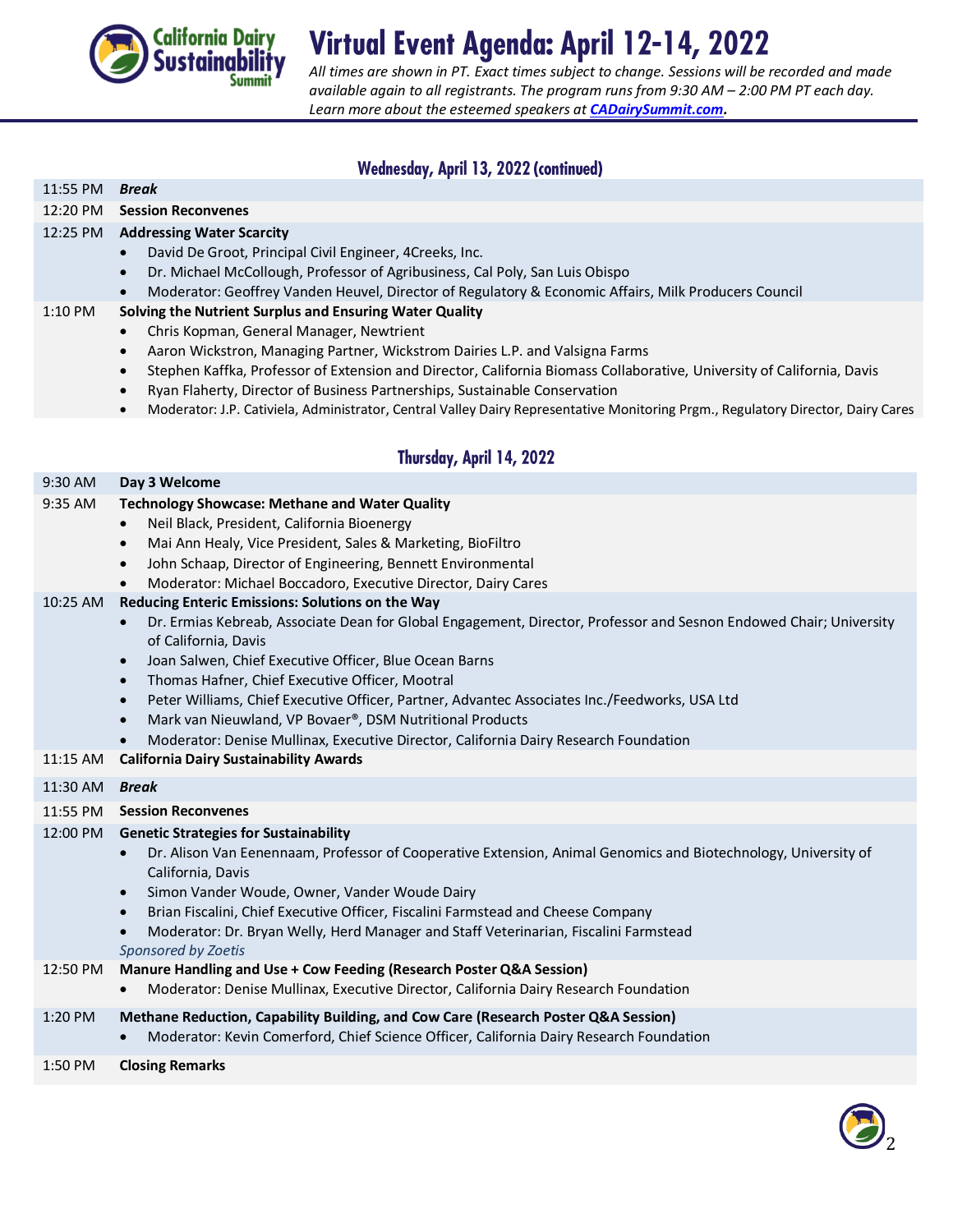# Virtual Event Agenda: April 12-14, 2022

*All times are shown in PT. Exact times subject to change. Sessions will be recorded and made available again to all registrants. The program runs from 9:30 AM – 2:00 PM PT each day. Learn more about the esteemed speakers at [CADairySummit.com](CADairySummit.com).*

## Wednesday, April 13, 2022 (continued)

**11:55 PM** ***Break***

**12:20 PM** **Session Reconvenes**

**12:25 PM** **Addressing Water Scarcity**
- David De Groot, Principal Civil Engineer, 4Creeks, Inc.
- Dr. Michael McCollough, Professor of Agribusiness, Cal Poly, San Luis Obispo
- Moderator: Geoffrey Vanden Heuvel, Director of Regulatory & Economic Affairs, Milk Producers Council

**1:10 PM** **Solving the Nutrient Surplus and Ensuring Water Quality**
- Chris Kopman, General Manager, Newtrient
- Aaron Wickstron, Managing Partner, Wickstrom Dairies L.P. and Valsigna Farms
- Stephen Kaffka, Professor of Extension and Director, California Biomass Collaborative, University of California, Davis
- Ryan Flaherty, Director of Business Partnerships, Sustainable Conservation
- Moderator: J.P. Cativiela, Administrator, Central Valley Dairy Representative Monitoring Prgm., Regulatory Director, Dairy Cares

## Thursday, April 14, 2022

**9:30 AM** **Day 3 Welcome**

**9:35 AM** **Technology Showcase: Methane and Water Quality**
- Neil Black, President, California Bioenergy
- Mai Ann Healy, Vice President, Sales & Marketing, BioFiltro
- John Schaap, Director of Engineering, Bennett Environmental
- Moderator: Michael Boccadoro, Executive Director, Dairy Cares

**10:25 AM** **Reducing Enteric Emissions: Solutions on the Way**
- Dr. Ermias Kebreab, Associate Dean for Global Engagement, Director, Professor and Sesnon Endowed Chair; University of California, Davis
- Joan Salwen, Chief Executive Officer, Blue Ocean Barns
- Thomas Hafner, Chief Executive Officer, Mootral
- Peter Williams, Chief Executive Officer, Partner, Advantec Associates Inc./Feedworks, USA Ltd
- Mark van Nieuwland, VP Bovaer®, DSM Nutritional Products
- Moderator: Denise Mullinax, Executive Director, California Dairy Research Foundation

**11:15 AM** **California Dairy Sustainability Awards**

**11:30 AM** ***Break***

**11:55 PM** **Session Reconvenes**

**12:00 PM** **Genetic Strategies for Sustainability**
- Dr. Alison Van Eenennaam, Professor of Cooperative Extension, Animal Genomics and Biotechnology, University of California, Davis
- Simon Vander Woude, Owner, Vander Woude Dairy
- Brian Fiscalini, Chief Executive Officer, Fiscalini Farmstead and Cheese Company
- Moderator: Dr. Bryan Welly, Herd Manager and Staff Veterinarian, Fiscalini Farmstead

*Sponsored by Zoetis*

**12:50 PM** **Manure Handling and Use + Cow Feeding (Research Poster Q&A Session)**
- Moderator: Denise Mullinax, Executive Director, California Dairy Research Foundation

**1:20 PM** **Methane Reduction, Capability Building, and Cow Care (Research Poster Q&A Session)**
- Moderator: Kevin Comerford, Chief Science Officer, California Dairy Research Foundation

**1:50 PM** **Closing Remarks**